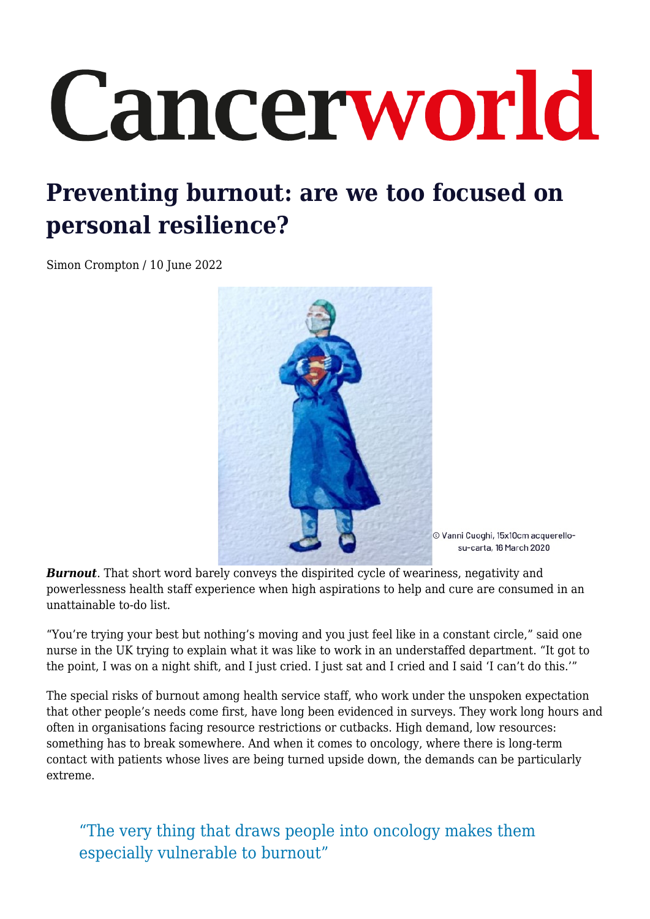# Cancerworld

## Preventing burnout: are we too focused on personal resilience?

Simon Crompton / 10 June 2022

© Vanni Cuoghi, 15x10cm acquerello-su-carta, 16 March 2020

***Burnout***. That short word barely conveys the dispirited cycle of weariness, negativity and powerlessness health staff experience when high aspirations to help and cure are consumed in an unattainable to-do list.

"You're trying your best but nothing's moving and you just feel like in a constant circle," said one nurse in the UK trying to explain what it was like to work in an understaffed department. "It got to the point, I was on a night shift, and I just cried. I just sat and I cried and I said 'I can't do this.'"

The special risks of burnout among health service staff, who work under the unspoken expectation that other people's needs come first, have long been evidenced in surveys. They work long hours and often in organisations facing resource restrictions or cutbacks. High demand, low resources: something has to break somewhere. And when it comes to oncology, where there is long-term contact with patients whose lives are being turned upside down, the demands can be particularly extreme.

> "The very thing that draws people into oncology makes them especially vulnerable to burnout"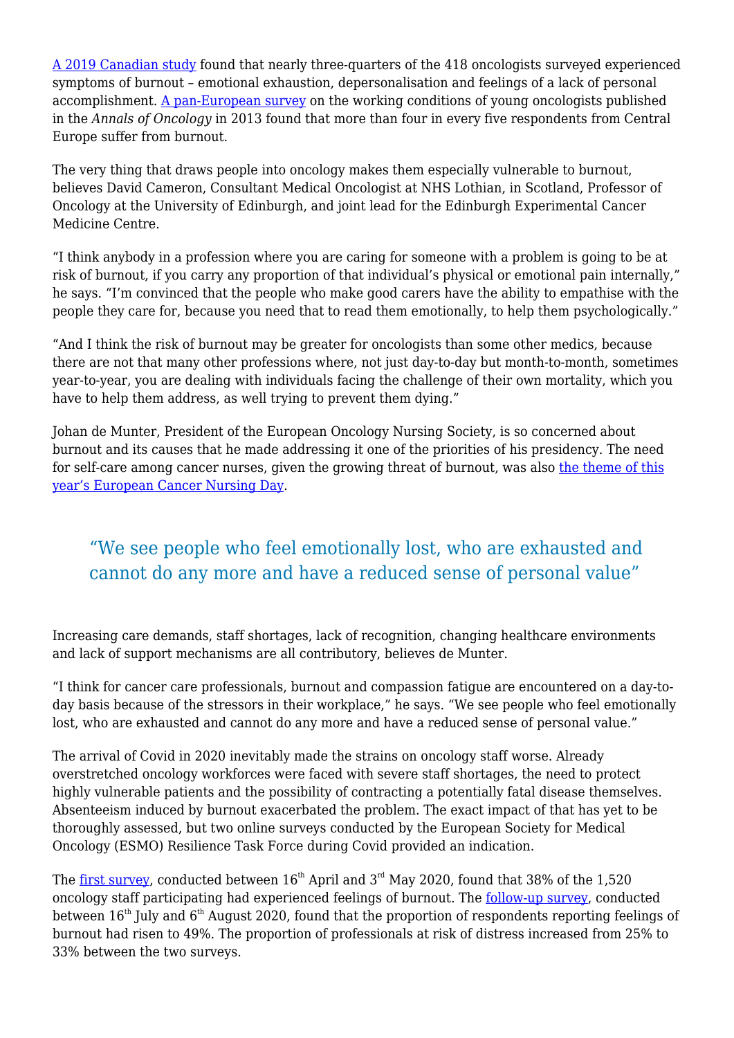A 2019 Canadian study found that nearly three-quarters of the 418 oncologists surveyed experienced symptoms of burnout – emotional exhaustion, depersonalisation and feelings of a lack of personal accomplishment. A pan-European survey on the working conditions of young oncologists published in the *Annals of Oncology* in 2013 found that more than four in every five respondents from Central Europe suffer from burnout.

The very thing that draws people into oncology makes them especially vulnerable to burnout, believes David Cameron, Consultant Medical Oncologist at NHS Lothian, in Scotland, Professor of Oncology at the University of Edinburgh, and joint lead for the Edinburgh Experimental Cancer Medicine Centre.

"I think anybody in a profession where you are caring for someone with a problem is going to be at risk of burnout, if you carry any proportion of that individual's physical or emotional pain internally," he says. "I'm convinced that the people who make good carers have the ability to empathise with the people they care for, because you need that to read them emotionally, to help them psychologically."

"And I think the risk of burnout may be greater for oncologists than some other medics, because there are not that many other professions where, not just day-to-day but month-to-month, sometimes year-to-year, you are dealing with individuals facing the challenge of their own mortality, which you have to help them address, as well trying to prevent them dying."

Johan de Munter, President of the European Oncology Nursing Society, is so concerned about burnout and its causes that he made addressing it one of the priorities of his presidency. The need for self-care among cancer nurses, given the growing threat of burnout, was also the theme of this year's European Cancer Nursing Day.

> "We see people who feel emotionally lost, who are exhausted and cannot do any more and have a reduced sense of personal value"

Increasing care demands, staff shortages, lack of recognition, changing healthcare environments and lack of support mechanisms are all contributory, believes de Munter.

"I think for cancer care professionals, burnout and compassion fatigue are encountered on a day-to-day basis because of the stressors in their workplace," he says. "We see people who feel emotionally lost, who are exhausted and cannot do any more and have a reduced sense of personal value."

The arrival of Covid in 2020 inevitably made the strains on oncology staff worse. Already overstretched oncology workforces were faced with severe staff shortages, the need to protect highly vulnerable patients and the possibility of contracting a potentially fatal disease themselves. Absenteeism induced by burnout exacerbated the problem. The exact impact of that has yet to be thoroughly assessed, but two online surveys conducted by the European Society for Medical Oncology (ESMO) Resilience Task Force during Covid provided an indication.

The first survey, conducted between 16th April and 3rd May 2020, found that 38% of the 1,520 oncology staff participating had experienced feelings of burnout. The follow-up survey, conducted between 16th July and 6th August 2020, found that the proportion of respondents reporting feelings of burnout had risen to 49%. The proportion of professionals at risk of distress increased from 25% to 33% between the two surveys.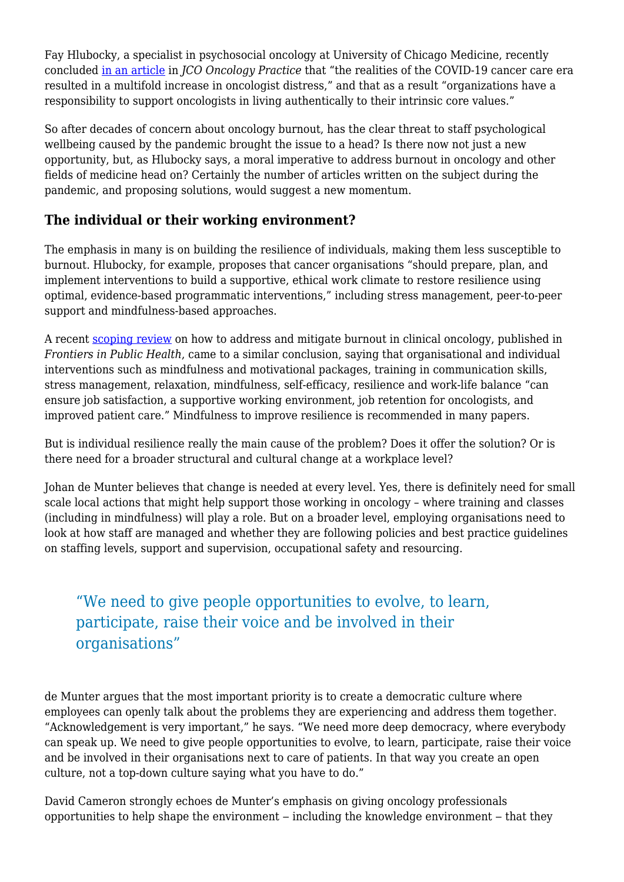Fay Hlubocky, a specialist in psychosocial oncology at University of Chicago Medicine, recently concluded [in an article](#) in *JCO Oncology Practice* that "the realities of the COVID-19 cancer care era resulted in a multifold increase in oncologist distress," and that as a result "organizations have a responsibility to support oncologists in living authentically to their intrinsic core values."

So after decades of concern about oncology burnout, has the clear threat to staff psychological wellbeing caused by the pandemic brought the issue to a head? Is there now not just a new opportunity, but, as Hlubocky says, a moral imperative to address burnout in oncology and other fields of medicine head on? Certainly the number of articles written on the subject during the pandemic, and proposing solutions, would suggest a new momentum.

### The individual or their working environment?

The emphasis in many is on building the resilience of individuals, making them less susceptible to burnout. Hlubocky, for example, proposes that cancer organisations "should prepare, plan, and implement interventions to build a supportive, ethical work climate to restore resilience using optimal, evidence-based programmatic interventions," including stress management, peer-to-peer support and mindfulness-based approaches.

A recent [scoping review](#) on how to address and mitigate burnout in clinical oncology, published in *Frontiers in Public Health*, came to a similar conclusion, saying that organisational and individual interventions such as mindfulness and motivational packages, training in communication skills, stress management, relaxation, mindfulness, self-efficacy, resilience and work-life balance "can ensure job satisfaction, a supportive working environment, job retention for oncologists, and improved patient care." Mindfulness to improve resilience is recommended in many papers.

But is individual resilience really the main cause of the problem? Does it offer the solution? Or is there need for a broader structural and cultural change at a workplace level?

Johan de Munter believes that change is needed at every level. Yes, there is definitely need for small scale local actions that might help support those working in oncology – where training and classes (including in mindfulness) will play a role. But on a broader level, employing organisations need to look at how staff are managed and whether they are following policies and best practice guidelines on staffing levels, support and supervision, occupational safety and resourcing.

> "We need to give people opportunities to evolve, to learn, participate, raise their voice and be involved in their organisations"

de Munter argues that the most important priority is to create a democratic culture where employees can openly talk about the problems they are experiencing and address them together. "Acknowledgement is very important," he says. "We need more deep democracy, where everybody can speak up. We need to give people opportunities to evolve, to learn, participate, raise their voice and be involved in their organisations next to care of patients. In that way you create an open culture, not a top-down culture saying what you have to do."

David Cameron strongly echoes de Munter's emphasis on giving oncology professionals opportunities to help shape the environment – including the knowledge environment – that they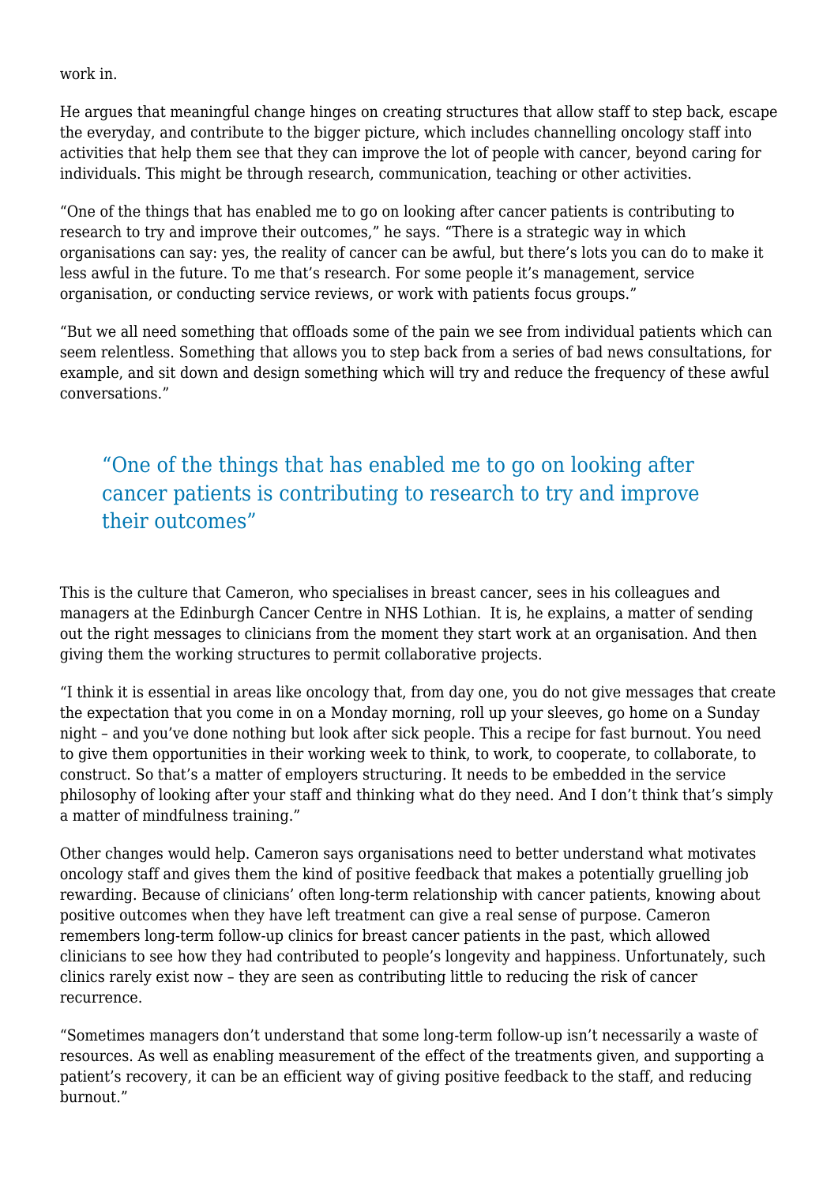work in.

He argues that meaningful change hinges on creating structures that allow staff to step back, escape the everyday, and contribute to the bigger picture, which includes channelling oncology staff into activities that help them see that they can improve the lot of people with cancer, beyond caring for individuals. This might be through research, communication, teaching or other activities.

"One of the things that has enabled me to go on looking after cancer patients is contributing to research to try and improve their outcomes," he says. "There is a strategic way in which organisations can say: yes, the reality of cancer can be awful, but there's lots you can do to make it less awful in the future. To me that's research. For some people it's management, service organisation, or conducting service reviews, or work with patients focus groups."

"But we all need something that offloads some of the pain we see from individual patients which can seem relentless. Something that allows you to step back from a series of bad news consultations, for example, and sit down and design something which will try and reduce the frequency of these awful conversations."

> "One of the things that has enabled me to go on looking after cancer patients is contributing to research to try and improve their outcomes"

This is the culture that Cameron, who specialises in breast cancer, sees in his colleagues and managers at the Edinburgh Cancer Centre in NHS Lothian.  It is, he explains, a matter of sending out the right messages to clinicians from the moment they start work at an organisation. And then giving them the working structures to permit collaborative projects.

"I think it is essential in areas like oncology that, from day one, you do not give messages that create the expectation that you come in on a Monday morning, roll up your sleeves, go home on a Sunday night – and you've done nothing but look after sick people. This a recipe for fast burnout. You need to give them opportunities in their working week to think, to work, to cooperate, to collaborate, to construct. So that's a matter of employers structuring. It needs to be embedded in the service philosophy of looking after your staff and thinking what do they need. And I don't think that's simply a matter of mindfulness training."

Other changes would help. Cameron says organisations need to better understand what motivates oncology staff and gives them the kind of positive feedback that makes a potentially gruelling job rewarding. Because of clinicians' often long-term relationship with cancer patients, knowing about positive outcomes when they have left treatment can give a real sense of purpose. Cameron remembers long-term follow-up clinics for breast cancer patients in the past, which allowed clinicians to see how they had contributed to people's longevity and happiness. Unfortunately, such clinics rarely exist now – they are seen as contributing little to reducing the risk of cancer recurrence.

"Sometimes managers don't understand that some long-term follow-up isn't necessarily a waste of resources. As well as enabling measurement of the effect of the treatments given, and supporting a patient's recovery, it can be an efficient way of giving positive feedback to the staff, and reducing burnout."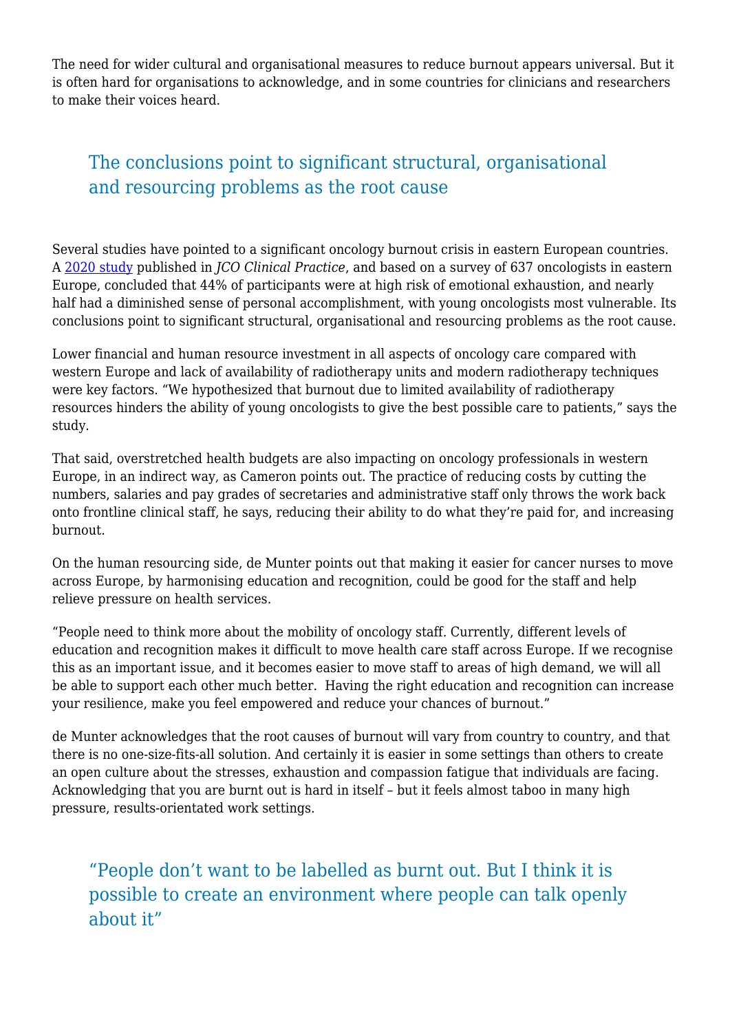The need for wider cultural and organisational measures to reduce burnout appears universal. But it is often hard for organisations to acknowledge, and in some countries for clinicians and researchers to make their voices heard.

> The conclusions point to significant structural, organisational and resourcing problems as the root cause

Several studies have pointed to a significant oncology burnout crisis in eastern European countries. A 2020 study published in *JCO Clinical Practice*, and based on a survey of 637 oncologists in eastern Europe, concluded that 44% of participants were at high risk of emotional exhaustion, and nearly half had a diminished sense of personal accomplishment, with young oncologists most vulnerable. Its conclusions point to significant structural, organisational and resourcing problems as the root cause.

Lower financial and human resource investment in all aspects of oncology care compared with western Europe and lack of availability of radiotherapy units and modern radiotherapy techniques were key factors. "We hypothesized that burnout due to limited availability of radiotherapy resources hinders the ability of young oncologists to give the best possible care to patients," says the study.

That said, overstretched health budgets are also impacting on oncology professionals in western Europe, in an indirect way, as Cameron points out. The practice of reducing costs by cutting the numbers, salaries and pay grades of secretaries and administrative staff only throws the work back onto frontline clinical staff, he says, reducing their ability to do what they're paid for, and increasing burnout.

On the human resourcing side, de Munter points out that making it easier for cancer nurses to move across Europe, by harmonising education and recognition, could be good for the staff and help relieve pressure on health services.

"People need to think more about the mobility of oncology staff. Currently, different levels of education and recognition makes it difficult to move health care staff across Europe. If we recognise this as an important issue, and it becomes easier to move staff to areas of high demand, we will all be able to support each other much better. Having the right education and recognition can increase your resilience, make you feel empowered and reduce your chances of burnout."

de Munter acknowledges that the root causes of burnout will vary from country to country, and that there is no one-size-fits-all solution. And certainly it is easier in some settings than others to create an open culture about the stresses, exhaustion and compassion fatigue that individuals are facing. Acknowledging that you are burnt out is hard in itself – but it feels almost taboo in many high pressure, results-orientated work settings.

> "People don't want to be labelled as burnt out. But I think it is possible to create an environment where people can talk openly about it"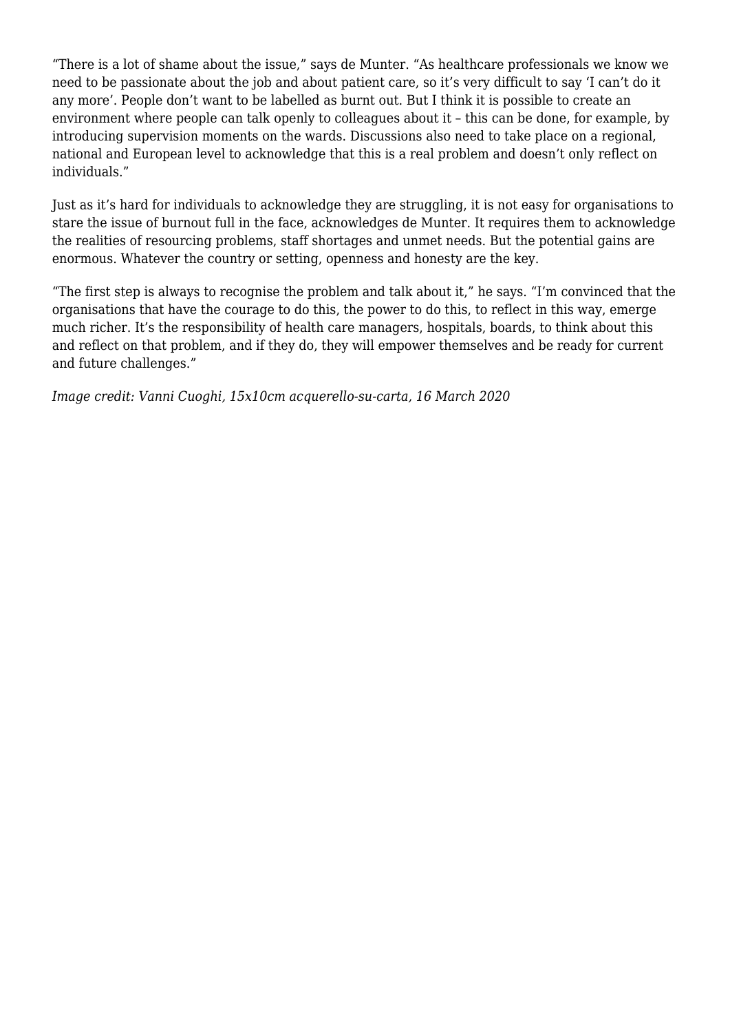"There is a lot of shame about the issue," says de Munter. "As healthcare professionals we know we need to be passionate about the job and about patient care, so it's very difficult to say 'I can't do it any more'. People don't want to be labelled as burnt out. But I think it is possible to create an environment where people can talk openly to colleagues about it – this can be done, for example, by introducing supervision moments on the wards. Discussions also need to take place on a regional, national and European level to acknowledge that this is a real problem and doesn't only reflect on individuals."

Just as it's hard for individuals to acknowledge they are struggling, it is not easy for organisations to stare the issue of burnout full in the face, acknowledges de Munter. It requires them to acknowledge the realities of resourcing problems, staff shortages and unmet needs. But the potential gains are enormous. Whatever the country or setting, openness and honesty are the key.

"The first step is always to recognise the problem and talk about it," he says. "I'm convinced that the organisations that have the courage to do this, the power to do this, to reflect in this way, emerge much richer. It's the responsibility of health care managers, hospitals, boards, to think about this and reflect on that problem, and if they do, they will empower themselves and be ready for current and future challenges."

*Image credit: Vanni Cuoghi, 15x10cm acquerello-su-carta, 16 March 2020*